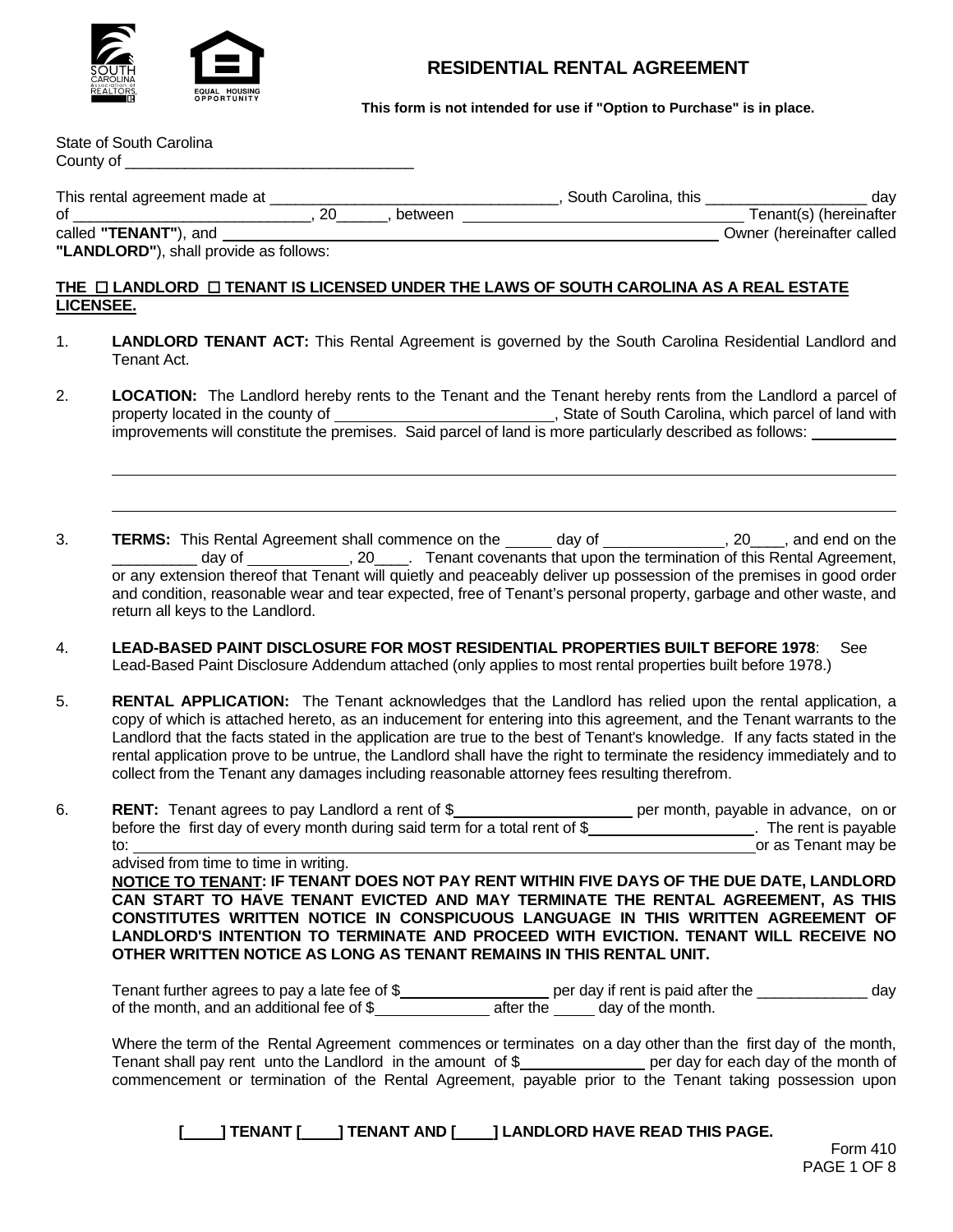# RESIDENTIAL RENTAL AGREEMENT

**This form is not intended for use if "Option to Purchase" is in place.**

State of South Carolina
County of ________________________________

This rental agreement made at ________________________________, South Carolina, this __________________ day of ____________________________, 20______, between ________________________________ Tenant(s) (hereinafter called **"TENANT"**), and ________________________________________________ Owner (hereinafter called **"LANDLORD"**), shall provide as follows:

**THE ☐ LANDLORD ☐ TENANT IS LICENSED UNDER THE LAWS OF SOUTH CAROLINA AS A REAL ESTATE LICENSEE.**

1. **LANDLORD TENANT ACT:** This Rental Agreement is governed by the South Carolina Residential Landlord and Tenant Act.

2. **LOCATION:** The Landlord hereby rents to the Tenant and the Tenant hereby rents from the Landlord a parcel of property located in the county of __________________________, State of South Carolina, which parcel of land with improvements will constitute the premises. Said parcel of land is more particularly described as follows: __________

   ________________________________________________________________________________

   ________________________________________________________________________________

3. **TERMS:** This Rental Agreement shall commence on the _____ day of ______________, 20____, and end on the __________ day of ____________, 20____. Tenant covenants that upon the termination of this Rental Agreement, or any extension thereof that Tenant will quietly and peaceably deliver up possession of the premises in good order and condition, reasonable wear and tear expected, free of Tenant's personal property, garbage and other waste, and return all keys to the Landlord.

4. **LEAD-BASED PAINT DISCLOSURE FOR MOST RESIDENTIAL PROPERTIES BUILT BEFORE 1978**: See Lead-Based Paint Disclosure Addendum attached (only applies to most rental properties built before 1978.)

5. **RENTAL APPLICATION:** The Tenant acknowledges that the Landlord has relied upon the rental application, a copy of which is attached hereto, as an inducement for entering into this agreement, and the Tenant warrants to the Landlord that the facts stated in the application are true to the best of Tenant's knowledge. If any facts stated in the rental application prove to be untrue, the Landlord shall have the right to terminate the residency immediately and to collect from the Tenant any damages including reasonable attorney fees resulting therefrom.

6. **RENT:** Tenant agrees to pay Landlord a rent of $_____________________ per month, payable in advance, on or before the first day of every month during said term for a total rent of $____________________. The rent is payable to: ____________________________________________________________________ or as Tenant may be advised from time to time in writing.

   **NOTICE TO TENANT: IF TENANT DOES NOT PAY RENT WITHIN FIVE DAYS OF THE DUE DATE, LANDLORD CAN START TO HAVE TENANT EVICTED AND MAY TERMINATE THE RENTAL AGREEMENT, AS THIS CONSTITUTES WRITTEN NOTICE IN CONSPICUOUS LANGUAGE IN THIS WRITTEN AGREEMENT OF LANDLORD'S INTENTION TO TERMINATE AND PROCEED WITH EVICTION. TENANT WILL RECEIVE NO OTHER WRITTEN NOTICE AS LONG AS TENANT REMAINS IN THIS RENTAL UNIT.**

   Tenant further agrees to pay a late fee of $_________________ per day if rent is paid after the _____________ day of the month, and an additional fee of $______________ after the _____ day of the month.

   Where the term of the Rental Agreement commences or terminates on a day other than the first day of the month, Tenant shall pay rent unto the Landlord in the amount of $_______________ per day for each day of the month of commencement or termination of the Rental Agreement, payable prior to the Tenant taking possession upon

**[____] TENANT [____] TENANT AND [____] LANDLORD HAVE READ THIS PAGE.**

Form 410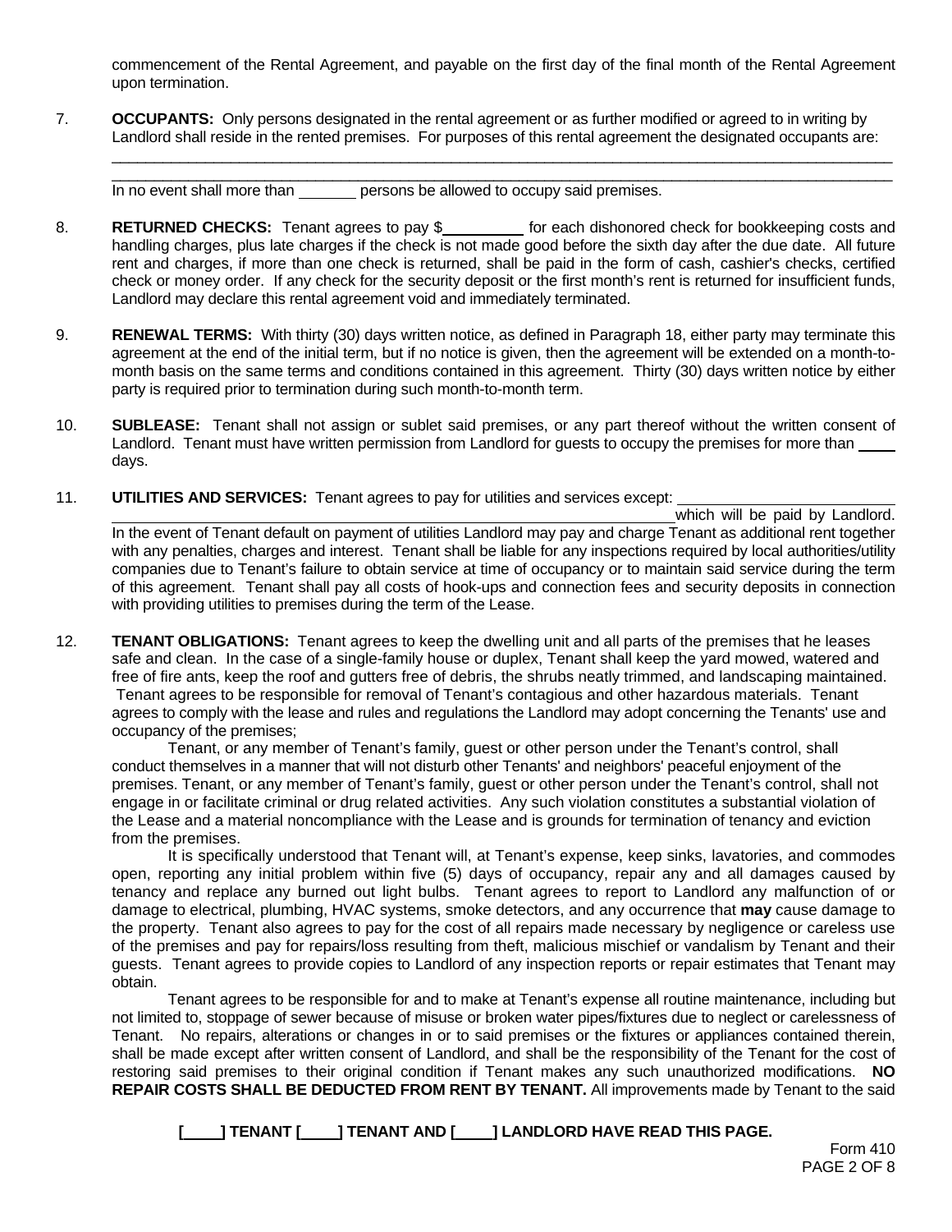commencement of the Rental Agreement, and payable on the first day of the final month of the Rental Agreement upon termination.

7. **OCCUPANTS:** Only persons designated in the rental agreement or as further modified or agreed to in writing by Landlord shall reside in the rented premises. For purposes of this rental agreement the designated occupants are:

_____________________________________________________________________________________________

_____________________________________________________________________________________________

In no event shall more than _______ persons be allowed to occupy said premises.

8. **RETURNED CHECKS:** Tenant agrees to pay $__________ for each dishonored check for bookkeeping costs and handling charges, plus late charges if the check is not made good before the sixth day after the due date. All future rent and charges, if more than one check is returned, shall be paid in the form of cash, cashier's checks, certified check or money order. If any check for the security deposit or the first month's rent is returned for insufficient funds, Landlord may declare this rental agreement void and immediately terminated.

9. **RENEWAL TERMS:** With thirty (30) days written notice, as defined in Paragraph 18, either party may terminate this agreement at the end of the initial term, but if no notice is given, then the agreement will be extended on a month-to-month basis on the same terms and conditions contained in this agreement. Thirty (30) days written notice by either party is required prior to termination during such month-to-month term.

10. **SUBLEASE:** Tenant shall not assign or sublet said premises, or any part thereof without the written consent of Landlord. Tenant must have written permission from Landlord for guests to occupy the premises for more than ____ days.

11. **UTILITIES AND SERVICES:** Tenant agrees to pay for utilities and services except: ________________________ ______________________________________________________________________ which will be paid by Landlord. In the event of Tenant default on payment of utilities Landlord may pay and charge Tenant as additional rent together with any penalties, charges and interest. Tenant shall be liable for any inspections required by local authorities/utility companies due to Tenant's failure to obtain service at time of occupancy or to maintain said service during the term of this agreement. Tenant shall pay all costs of hook-ups and connection fees and security deposits in connection with providing utilities to premises during the term of the Lease.

12. **TENANT OBLIGATIONS:** Tenant agrees to keep the dwelling unit and all parts of the premises that he leases safe and clean. In the case of a single-family house or duplex, Tenant shall keep the yard mowed, watered and free of fire ants, keep the roof and gutters free of debris, the shrubs neatly trimmed, and landscaping maintained. Tenant agrees to be responsible for removal of Tenant's contagious and other hazardous materials. Tenant agrees to comply with the lease and rules and regulations the Landlord may adopt concerning the Tenants' use and occupancy of the premises;

Tenant, or any member of Tenant's family, guest or other person under the Tenant's control, shall conduct themselves in a manner that will not disturb other Tenants' and neighbors' peaceful enjoyment of the premises. Tenant, or any member of Tenant's family, guest or other person under the Tenant's control, shall not engage in or facilitate criminal or drug related activities. Any such violation constitutes a substantial violation of the Lease and a material noncompliance with the Lease and is grounds for termination of tenancy and eviction from the premises.

It is specifically understood that Tenant will, at Tenant's expense, keep sinks, lavatories, and commodes open, reporting any initial problem within five (5) days of occupancy, repair any and all damages caused by tenancy and replace any burned out light bulbs. Tenant agrees to report to Landlord any malfunction of or damage to electrical, plumbing, HVAC systems, smoke detectors, and any occurrence that **may** cause damage to the property. Tenant also agrees to pay for the cost of all repairs made necessary by negligence or careless use of the premises and pay for repairs/loss resulting from theft, malicious mischief or vandalism by Tenant and their guests. Tenant agrees to provide copies to Landlord of any inspection reports or repair estimates that Tenant may obtain.

Tenant agrees to be responsible for and to make at Tenant's expense all routine maintenance, including but not limited to, stoppage of sewer because of misuse or broken water pipes/fixtures due to neglect or carelessness of Tenant. No repairs, alterations or changes in or to said premises or the fixtures or appliances contained therein, shall be made except after written consent of Landlord, and shall be the responsibility of the Tenant for the cost of restoring said premises to their original condition if Tenant makes any such unauthorized modifications. **NO REPAIR COSTS SHALL BE DEDUCTED FROM RENT BY TENANT.** All improvements made by Tenant to the said

**[____] TENANT [____] TENANT AND [____] LANDLORD HAVE READ THIS PAGE.**

Form 410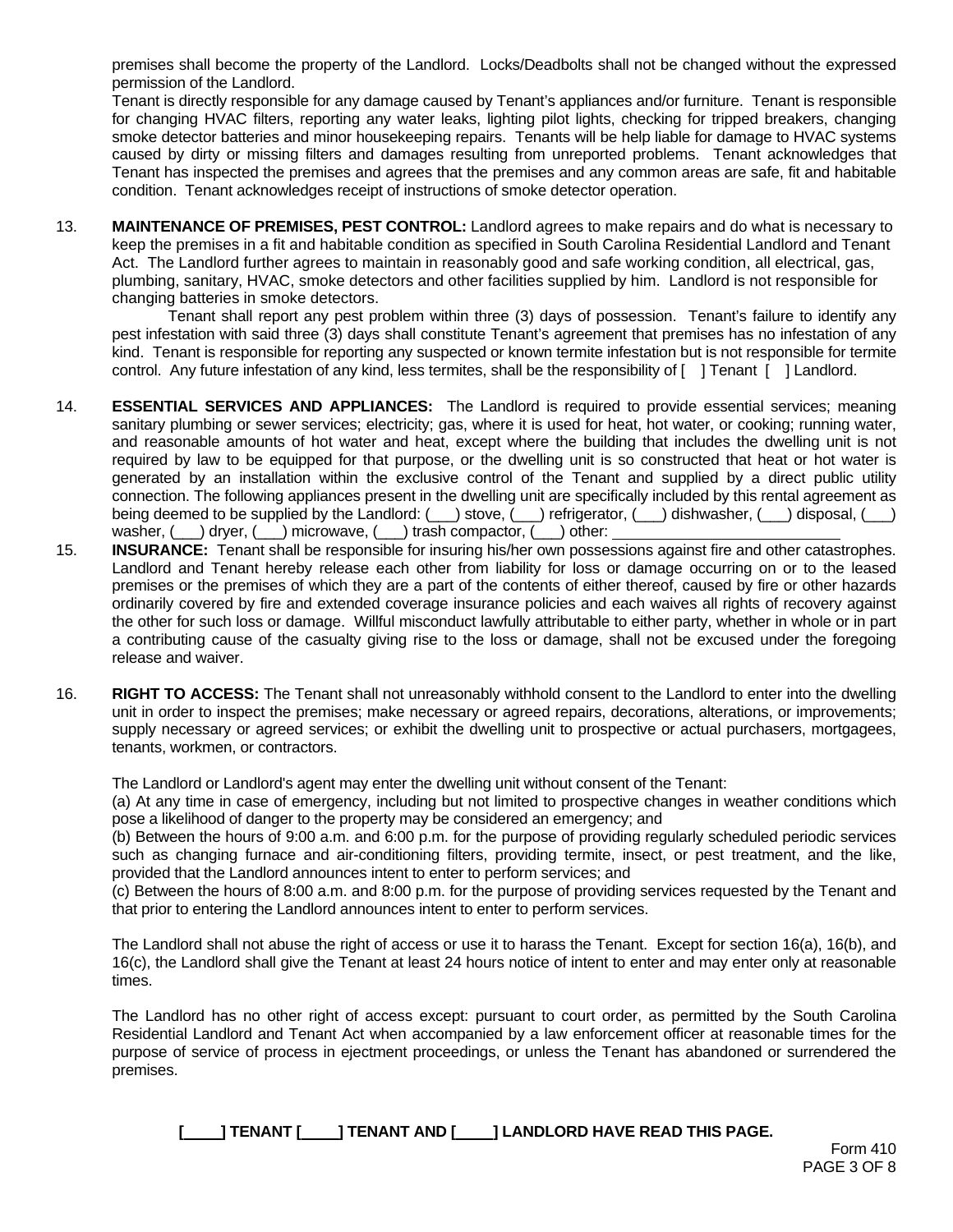premises shall become the property of the Landlord. Locks/Deadbolts shall not be changed without the expressed permission of the Landlord.

Tenant is directly responsible for any damage caused by Tenant's appliances and/or furniture. Tenant is responsible for changing HVAC filters, reporting any water leaks, lighting pilot lights, checking for tripped breakers, changing smoke detector batteries and minor housekeeping repairs. Tenants will be help liable for damage to HVAC systems caused by dirty or missing filters and damages resulting from unreported problems. Tenant acknowledges that Tenant has inspected the premises and agrees that the premises and any common areas are safe, fit and habitable condition. Tenant acknowledges receipt of instructions of smoke detector operation.

13. **MAINTENANCE OF PREMISES, PEST CONTROL:** Landlord agrees to make repairs and do what is necessary to keep the premises in a fit and habitable condition as specified in South Carolina Residential Landlord and Tenant Act. The Landlord further agrees to maintain in reasonably good and safe working condition, all electrical, gas, plumbing, sanitary, HVAC, smoke detectors and other facilities supplied by him. Landlord is not responsible for changing batteries in smoke detectors.

 Tenant shall report any pest problem within three (3) days of possession. Tenant's failure to identify any pest infestation with said three (3) days shall constitute Tenant's agreement that premises has no infestation of any kind. Tenant is responsible for reporting any suspected or known termite infestation but is not responsible for termite control. Any future infestation of any kind, less termites, shall be the responsibility of [ ] Tenant [ ] Landlord.

14. **ESSENTIAL SERVICES AND APPLIANCES:** The Landlord is required to provide essential services; meaning sanitary plumbing or sewer services; electricity; gas, where it is used for heat, hot water, or cooking; running water, and reasonable amounts of hot water and heat, except where the building that includes the dwelling unit is not required by law to be equipped for that purpose, or the dwelling unit is so constructed that heat or hot water is generated by an installation within the exclusive control of the Tenant and supplied by a direct public utility connection. The following appliances present in the dwelling unit are specifically included by this rental agreement as being deemed to be supplied by the Landlord: (___) stove, (___) refrigerator, (___) dishwasher, (___) disposal, (___) washer, (___) dryer, (___) microwave, (___) trash compactor, (___) other: ____________________________

15. **INSURANCE:** Tenant shall be responsible for insuring his/her own possessions against fire and other catastrophes. Landlord and Tenant hereby release each other from liability for loss or damage occurring on or to the leased premises or the premises of which they are a part of the contents of either thereof, caused by fire or other hazards ordinarily covered by fire and extended coverage insurance policies and each waives all rights of recovery against the other for such loss or damage. Willful misconduct lawfully attributable to either party, whether in whole or in part a contributing cause of the casualty giving rise to the loss or damage, shall not be excused under the foregoing release and waiver.

16. **RIGHT TO ACCESS:** The Tenant shall not unreasonably withhold consent to the Landlord to enter into the dwelling unit in order to inspect the premises; make necessary or agreed repairs, decorations, alterations, or improvements; supply necessary or agreed services; or exhibit the dwelling unit to prospective or actual purchasers, mortgagees, tenants, workmen, or contractors.

 The Landlord or Landlord's agent may enter the dwelling unit without consent of the Tenant:

 (a) At any time in case of emergency, including but not limited to prospective changes in weather conditions which pose a likelihood of danger to the property may be considered an emergency; and

 (b) Between the hours of 9:00 a.m. and 6:00 p.m. for the purpose of providing regularly scheduled periodic services such as changing furnace and air-conditioning filters, providing termite, insect, or pest treatment, and the like, provided that the Landlord announces intent to enter to perform services; and

 (c) Between the hours of 8:00 a.m. and 8:00 p.m. for the purpose of providing services requested by the Tenant and that prior to entering the Landlord announces intent to enter to perform services.

 The Landlord shall not abuse the right of access or use it to harass the Tenant. Except for section 16(a), 16(b), and 16(c), the Landlord shall give the Tenant at least 24 hours notice of intent to enter and may enter only at reasonable times.

 The Landlord has no other right of access except: pursuant to court order, as permitted by the South Carolina Residential Landlord and Tenant Act when accompanied by a law enforcement officer at reasonable times for the purpose of service of process in ejectment proceedings, or unless the Tenant has abandoned or surrendered the premises.

**[____] TENANT [____] TENANT AND [____] LANDLORD HAVE READ THIS PAGE.**

Form 410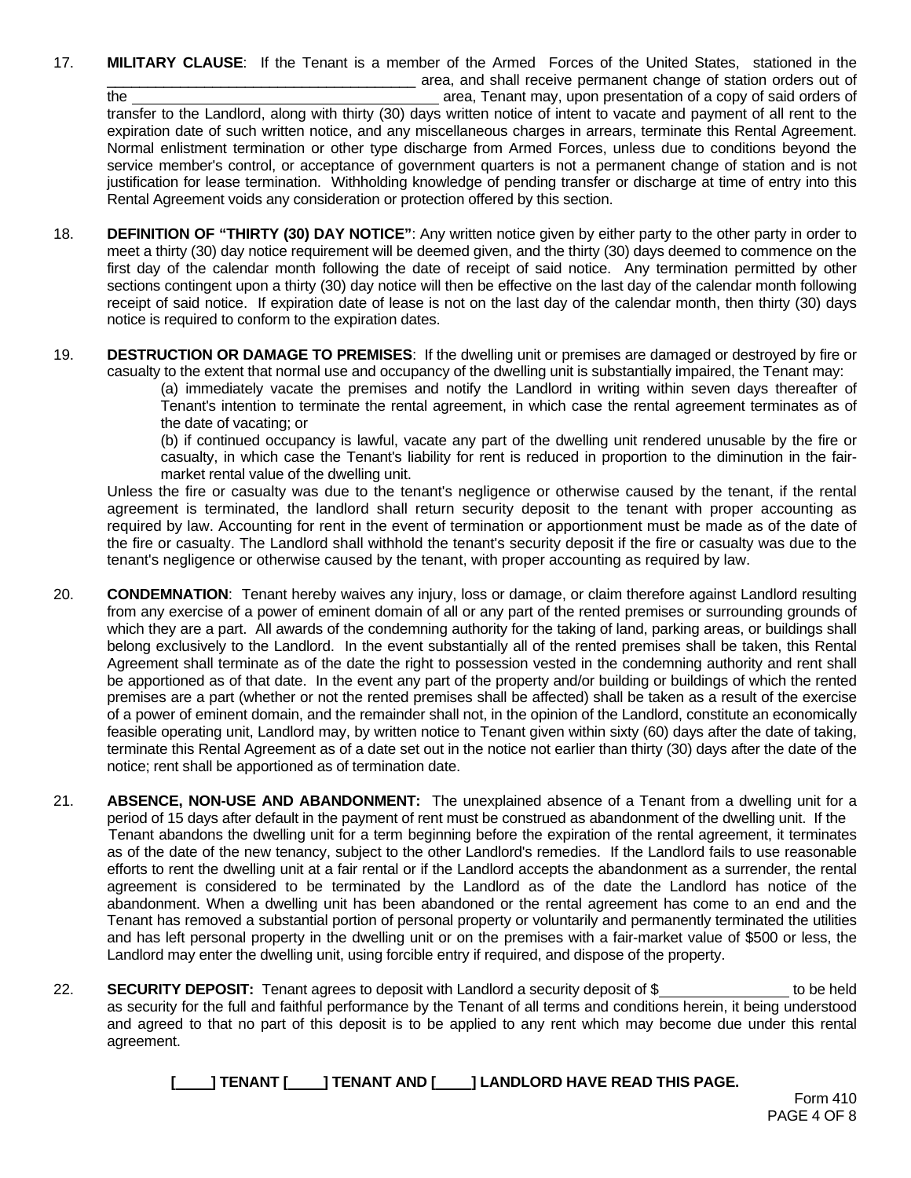17. **MILITARY CLAUSE**: If the Tenant is a member of the Armed Forces of the United States, stationed in the \_\_\_\_\_\_\_\_\_\_\_\_\_\_\_\_\_\_\_\_\_\_\_\_\_\_\_\_\_\_\_\_\_\_\_\_\_\_\_ area, and shall receive permanent change of station orders out of the \_\_\_\_\_\_\_\_\_\_\_\_\_\_\_\_\_\_\_\_\_\_\_\_\_\_\_\_\_\_\_\_\_\_\_\_\_\_\_ area, Tenant may, upon presentation of a copy of said orders of transfer to the Landlord, along with thirty (30) days written notice of intent to vacate and payment of all rent to the expiration date of such written notice, and any miscellaneous charges in arrears, terminate this Rental Agreement. Normal enlistment termination or other type discharge from Armed Forces, unless due to conditions beyond the service member's control, or acceptance of government quarters is not a permanent change of station and is not justification for lease termination. Withholding knowledge of pending transfer or discharge at time of entry into this Rental Agreement voids any consideration or protection offered by this section.

18. **DEFINITION OF "THIRTY (30) DAY NOTICE"**: Any written notice given by either party to the other party in order to meet a thirty (30) day notice requirement will be deemed given, and the thirty (30) days deemed to commence on the first day of the calendar month following the date of receipt of said notice. Any termination permitted by other sections contingent upon a thirty (30) day notice will then be effective on the last day of the calendar month following receipt of said notice. If expiration date of lease is not on the last day of the calendar month, then thirty (30) days notice is required to conform to the expiration dates.

19. **DESTRUCTION OR DAMAGE TO PREMISES**: If the dwelling unit or premises are damaged or destroyed by fire or casualty to the extent that normal use and occupancy of the dwelling unit is substantially impaired, the Tenant may:

    (a) immediately vacate the premises and notify the Landlord in writing within seven days thereafter of Tenant's intention to terminate the rental agreement, in which case the rental agreement terminates as of the date of vacating; or

    (b) if continued occupancy is lawful, vacate any part of the dwelling unit rendered unusable by the fire or casualty, in which case the Tenant's liability for rent is reduced in proportion to the diminution in the fair-market rental value of the dwelling unit.

    Unless the fire or casualty was due to the tenant's negligence or otherwise caused by the tenant, if the rental agreement is terminated, the landlord shall return security deposit to the tenant with proper accounting as required by law. Accounting for rent in the event of termination or apportionment must be made as of the date of the fire or casualty. The Landlord shall withhold the tenant's security deposit if the fire or casualty was due to the tenant's negligence or otherwise caused by the tenant, with proper accounting as required by law.

20. **CONDEMNATION**: Tenant hereby waives any injury, loss or damage, or claim therefore against Landlord resulting from any exercise of a power of eminent domain of all or any part of the rented premises or surrounding grounds of which they are a part. All awards of the condemning authority for the taking of land, parking areas, or buildings shall belong exclusively to the Landlord. In the event substantially all of the rented premises shall be taken, this Rental Agreement shall terminate as of the date the right to possession vested in the condemning authority and rent shall be apportioned as of that date. In the event any part of the property and/or building or buildings of which the rented premises are a part (whether or not the rented premises shall be affected) shall be taken as a result of the exercise of a power of eminent domain, and the remainder shall not, in the opinion of the Landlord, constitute an economically feasible operating unit, Landlord may, by written notice to Tenant given within sixty (60) days after the date of taking, terminate this Rental Agreement as of a date set out in the notice not earlier than thirty (30) days after the date of the notice; rent shall be apportioned as of termination date.

21. **ABSENCE, NON-USE AND ABANDONMENT:** The unexplained absence of a Tenant from a dwelling unit for a period of 15 days after default in the payment of rent must be construed as abandonment of the dwelling unit. If the Tenant abandons the dwelling unit for a term beginning before the expiration of the rental agreement, it terminates as of the date of the new tenancy, subject to the other Landlord's remedies. If the Landlord fails to use reasonable efforts to rent the dwelling unit at a fair rental or if the Landlord accepts the abandonment as a surrender, the rental agreement is considered to be terminated by the Landlord as of the date the Landlord has notice of the abandonment. When a dwelling unit has been abandoned or the rental agreement has come to an end and the Tenant has removed a substantial portion of personal property or voluntarily and permanently terminated the utilities and has left personal property in the dwelling unit or on the premises with a fair-market value of $500 or less, the Landlord may enter the dwelling unit, using forcible entry if required, and dispose of the property.

22. **SECURITY DEPOSIT:** Tenant agrees to deposit with Landlord a security deposit of $\_\_\_\_\_\_\_\_\_\_\_\_\_\_\_\_ to be held as security for the full and faithful performance by the Tenant of all terms and conditions herein, it being understood and agreed to that no part of this deposit is to be applied to any rent which may become due under this rental agreement.

**[\_\_\_\_] TENANT [\_\_\_\_] TENANT AND [\_\_\_\_] LANDLORD HAVE READ THIS PAGE.**

Form 410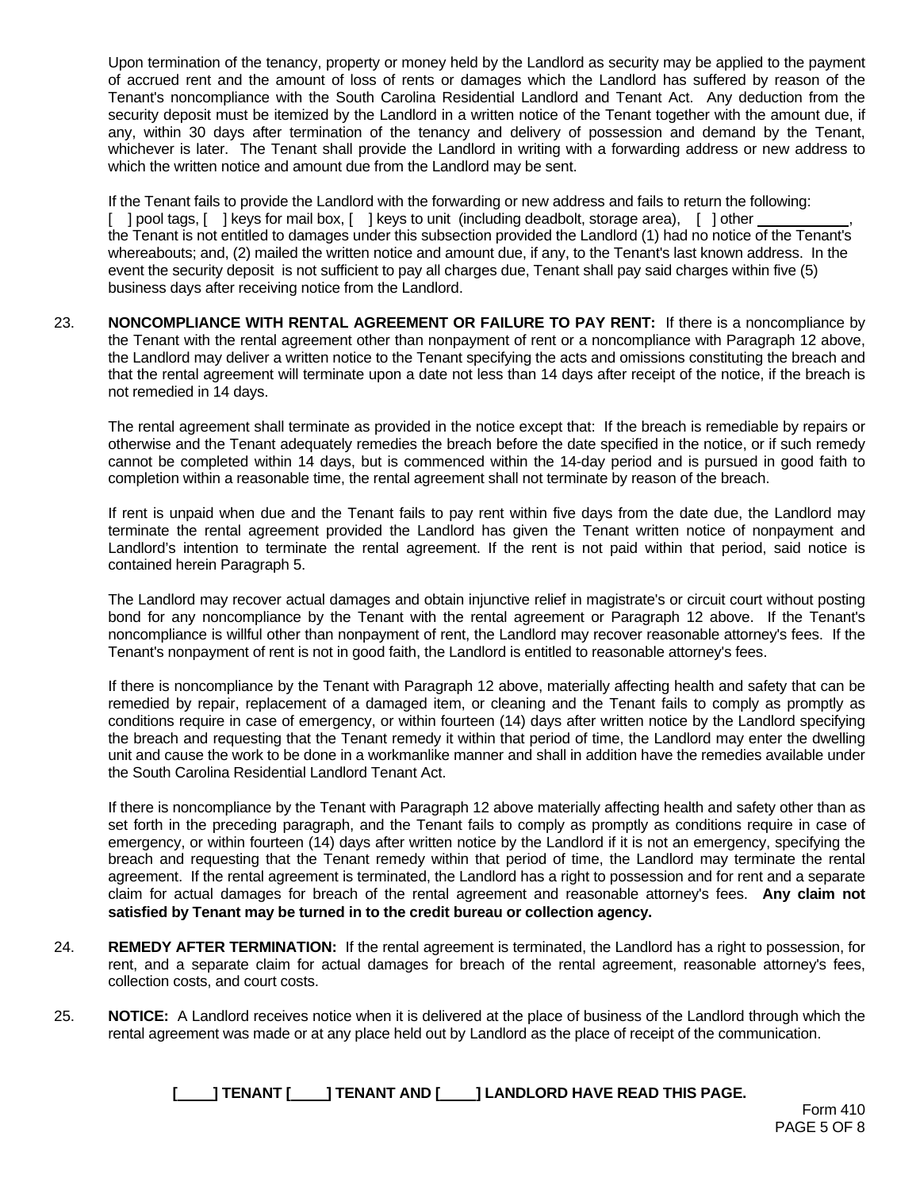Upon termination of the tenancy, property or money held by the Landlord as security may be applied to the payment of accrued rent and the amount of loss of rents or damages which the Landlord has suffered by reason of the Tenant's noncompliance with the South Carolina Residential Landlord and Tenant Act. Any deduction from the security deposit must be itemized by the Landlord in a written notice of the Tenant together with the amount due, if any, within 30 days after termination of the tenancy and delivery of possession and demand by the Tenant, whichever is later. The Tenant shall provide the Landlord in writing with a forwarding address or new address to which the written notice and amount due from the Landlord may be sent.

If the Tenant fails to provide the Landlord with the forwarding or new address and fails to return the following: [ ] pool tags, [ ] keys for mail box, [ ] keys to unit (including deadbolt, storage area), [ ] other ___________, the Tenant is not entitled to damages under this subsection provided the Landlord (1) had no notice of the Tenant's whereabouts; and, (2) mailed the written notice and amount due, if any, to the Tenant's last known address. In the event the security deposit is not sufficient to pay all charges due, Tenant shall pay said charges within five (5) business days after receiving notice from the Landlord.

23. **NONCOMPLIANCE WITH RENTAL AGREEMENT OR FAILURE TO PAY RENT:** If there is a noncompliance by the Tenant with the rental agreement other than nonpayment of rent or a noncompliance with Paragraph 12 above, the Landlord may deliver a written notice to the Tenant specifying the acts and omissions constituting the breach and that the rental agreement will terminate upon a date not less than 14 days after receipt of the notice, if the breach is not remedied in 14 days.

The rental agreement shall terminate as provided in the notice except that: If the breach is remediable by repairs or otherwise and the Tenant adequately remedies the breach before the date specified in the notice, or if such remedy cannot be completed within 14 days, but is commenced within the 14-day period and is pursued in good faith to completion within a reasonable time, the rental agreement shall not terminate by reason of the breach.

If rent is unpaid when due and the Tenant fails to pay rent within five days from the date due, the Landlord may terminate the rental agreement provided the Landlord has given the Tenant written notice of nonpayment and Landlord's intention to terminate the rental agreement. If the rent is not paid within that period, said notice is contained herein Paragraph 5.

The Landlord may recover actual damages and obtain injunctive relief in magistrate's or circuit court without posting bond for any noncompliance by the Tenant with the rental agreement or Paragraph 12 above. If the Tenant's noncompliance is willful other than nonpayment of rent, the Landlord may recover reasonable attorney's fees. If the Tenant's nonpayment of rent is not in good faith, the Landlord is entitled to reasonable attorney's fees.

If there is noncompliance by the Tenant with Paragraph 12 above, materially affecting health and safety that can be remedied by repair, replacement of a damaged item, or cleaning and the Tenant fails to comply as promptly as conditions require in case of emergency, or within fourteen (14) days after written notice by the Landlord specifying the breach and requesting that the Tenant remedy it within that period of time, the Landlord may enter the dwelling unit and cause the work to be done in a workmanlike manner and shall in addition have the remedies available under the South Carolina Residential Landlord Tenant Act.

If there is noncompliance by the Tenant with Paragraph 12 above materially affecting health and safety other than as set forth in the preceding paragraph, and the Tenant fails to comply as promptly as conditions require in case of emergency, or within fourteen (14) days after written notice by the Landlord if it is not an emergency, specifying the breach and requesting that the Tenant remedy within that period of time, the Landlord may terminate the rental agreement. If the rental agreement is terminated, the Landlord has a right to possession and for rent and a separate claim for actual damages for breach of the rental agreement and reasonable attorney's fees. **Any claim not satisfied by Tenant may be turned in to the credit bureau or collection agency.**

24. **REMEDY AFTER TERMINATION:** If the rental agreement is terminated, the Landlord has a right to possession, for rent, and a separate claim for actual damages for breach of the rental agreement, reasonable attorney's fees, collection costs, and court costs.

25. **NOTICE:** A Landlord receives notice when it is delivered at the place of business of the Landlord through which the rental agreement was made or at any place held out by Landlord as the place of receipt of the communication.

**[____] TENANT [____] TENANT AND [____] LANDLORD HAVE READ THIS PAGE.**

Form 410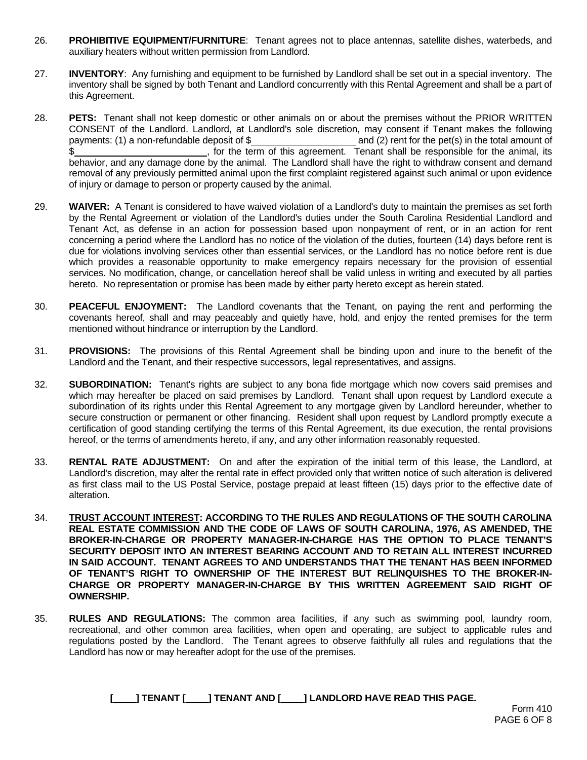26. **PROHIBITIVE EQUIPMENT/FURNITURE**: Tenant agrees not to place antennas, satellite dishes, waterbeds, and auxiliary heaters without written permission from Landlord.

27. **INVENTORY**: Any furnishing and equipment to be furnished by Landlord shall be set out in a special inventory. The inventory shall be signed by both Tenant and Landlord concurrently with this Rental Agreement and shall be a part of this Agreement.

28. **PETS:** Tenant shall not keep domestic or other animals on or about the premises without the PRIOR WRITTEN CONSENT of the Landlord. Landlord, at Landlord's sole discretion, may consent if Tenant makes the following payments: (1) a non-refundable deposit of $____________________ and (2) rent for the pet(s) in the total amount of $__________________________, for the term of this agreement. Tenant shall be responsible for the animal, its behavior, and any damage done by the animal. The Landlord shall have the right to withdraw consent and demand removal of any previously permitted animal upon the first complaint registered against such animal or upon evidence of injury or damage to person or property caused by the animal.

29. **WAIVER:** A Tenant is considered to have waived violation of a Landlord's duty to maintain the premises as set forth by the Rental Agreement or violation of the Landlord's duties under the South Carolina Residential Landlord and Tenant Act, as defense in an action for possession based upon nonpayment of rent, or in an action for rent concerning a period where the Landlord has no notice of the violation of the duties, fourteen (14) days before rent is due for violations involving services other than essential services, or the Landlord has no notice before rent is due which provides a reasonable opportunity to make emergency repairs necessary for the provision of essential services. No modification, change, or cancellation hereof shall be valid unless in writing and executed by all parties hereto. No representation or promise has been made by either party hereto except as herein stated.

30. **PEACEFUL ENJOYMENT:** The Landlord covenants that the Tenant, on paying the rent and performing the covenants hereof, shall and may peaceably and quietly have, hold, and enjoy the rented premises for the term mentioned without hindrance or interruption by the Landlord.

31. **PROVISIONS:** The provisions of this Rental Agreement shall be binding upon and inure to the benefit of the Landlord and the Tenant, and their respective successors, legal representatives, and assigns.

32. **SUBORDINATION:** Tenant's rights are subject to any bona fide mortgage which now covers said premises and which may hereafter be placed on said premises by Landlord. Tenant shall upon request by Landlord execute a subordination of its rights under this Rental Agreement to any mortgage given by Landlord hereunder, whether to secure construction or permanent or other financing. Resident shall upon request by Landlord promptly execute a certification of good standing certifying the terms of this Rental Agreement, its due execution, the rental provisions hereof, or the terms of amendments hereto, if any, and any other information reasonably requested.

33. **RENTAL RATE ADJUSTMENT:** On and after the expiration of the initial term of this lease, the Landlord, at Landlord's discretion, may alter the rental rate in effect provided only that written notice of such alteration is delivered as first class mail to the US Postal Service, postage prepaid at least fifteen (15) days prior to the effective date of alteration.

34. **<u>TRUST ACCOUNT INTEREST</u>: ACCORDING TO THE RULES AND REGULATIONS OF THE SOUTH CAROLINA REAL ESTATE COMMISSION AND THE CODE OF LAWS OF SOUTH CAROLINA, 1976, AS AMENDED, THE BROKER-IN-CHARGE OR PROPERTY MANAGER-IN-CHARGE HAS THE OPTION TO PLACE TENANT'S SECURITY DEPOSIT INTO AN INTEREST BEARING ACCOUNT AND TO RETAIN ALL INTEREST INCURRED IN SAID ACCOUNT. TENANT AGREES TO AND UNDERSTANDS THAT THE TENANT HAS BEEN INFORMED OF TENANT'S RIGHT TO OWNERSHIP OF THE INTEREST BUT RELINQUISHES TO THE BROKER-IN-CHARGE OR PROPERTY MANAGER-IN-CHARGE BY THIS WRITTEN AGREEMENT SAID RIGHT OF OWNERSHIP.**

35. **RULES AND REGULATIONS:** The common area facilities, if any such as swimming pool, laundry room, recreational, and other common area facilities, when open and operating, are subject to applicable rules and regulations posted by the Landlord. The Tenant agrees to observe faithfully all rules and regulations that the Landlord has now or may hereafter adopt for the use of the premises.

**[____] TENANT [____] TENANT AND [____] LANDLORD HAVE READ THIS PAGE.**

Form 410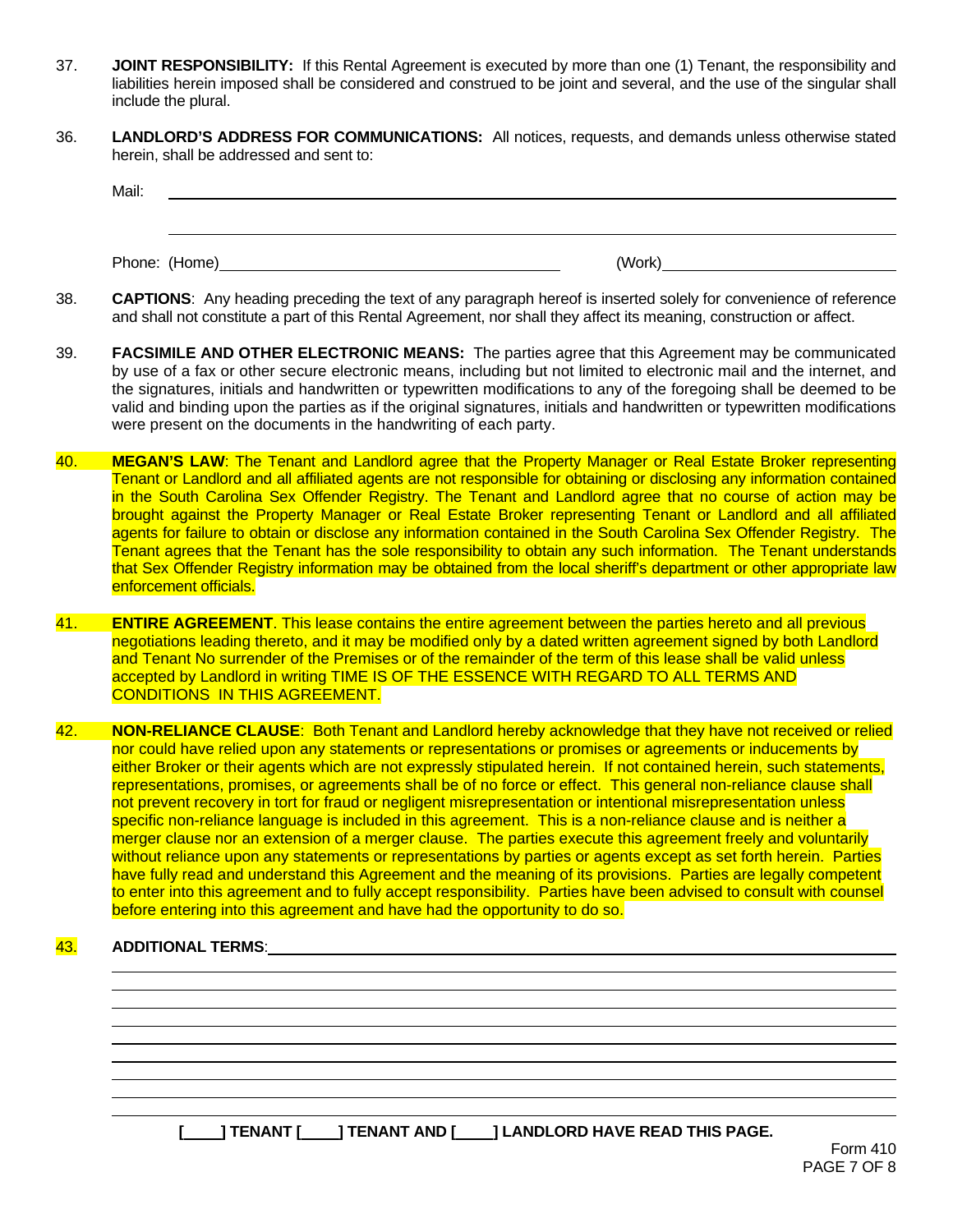37. **JOINT RESPONSIBILITY:** If this Rental Agreement is executed by more than one (1) Tenant, the responsibility and liabilities herein imposed shall be considered and construed to be joint and several, and the use of the singular shall include the plural.

36. **LANDLORD'S ADDRESS FOR COMMUNICATIONS:** All notices, requests, and demands unless otherwise stated herein, shall be addressed and sent to:

Mail: ______________________________________________________________

______________________________________________________________

Phone: (Home)______________________________ (Work)______________________

38. **CAPTIONS**: Any heading preceding the text of any paragraph hereof is inserted solely for convenience of reference and shall not constitute a part of this Rental Agreement, nor shall they affect its meaning, construction or affect.

39. **FACSIMILE AND OTHER ELECTRONIC MEANS:** The parties agree that this Agreement may be communicated by use of a fax or other secure electronic means, including but not limited to electronic mail and the internet, and the signatures, initials and handwritten or typewritten modifications to any of the foregoing shall be deemed to be valid and binding upon the parties as if the original signatures, initials and handwritten or typewritten modifications were present on the documents in the handwriting of each party.

40. **MEGAN'S LAW**: The Tenant and Landlord agree that the Property Manager or Real Estate Broker representing Tenant or Landlord and all affiliated agents are not responsible for obtaining or disclosing any information contained in the South Carolina Sex Offender Registry. The Tenant and Landlord agree that no course of action may be brought against the Property Manager or Real Estate Broker representing Tenant or Landlord and all affiliated agents for failure to obtain or disclose any information contained in the South Carolina Sex Offender Registry. The Tenant agrees that the Tenant has the sole responsibility to obtain any such information. The Tenant understands that Sex Offender Registry information may be obtained from the local sheriff's department or other appropriate law enforcement officials.

41. **ENTIRE AGREEMENT**. This lease contains the entire agreement between the parties hereto and all previous negotiations leading thereto, and it may be modified only by a dated written agreement signed by both Landlord and Tenant No surrender of the Premises or of the remainder of the term of this lease shall be valid unless accepted by Landlord in writing TIME IS OF THE ESSENCE WITH REGARD TO ALL TERMS AND CONDITIONS IN THIS AGREEMENT.

42. **NON-RELIANCE CLAUSE**: Both Tenant and Landlord hereby acknowledge that they have not received or relied nor could have relied upon any statements or representations or promises or agreements or inducements by either Broker or their agents which are not expressly stipulated herein. If not contained herein, such statements, representations, promises, or agreements shall be of no force or effect. This general non-reliance clause shall not prevent recovery in tort for fraud or negligent misrepresentation or intentional misrepresentation unless specific non-reliance language is included in this agreement. This is a non-reliance clause and is neither a merger clause nor an extension of a merger clause. The parties execute this agreement freely and voluntarily without reliance upon any statements or representations by parties or agents except as set forth herein. Parties have fully read and understand this Agreement and the meaning of its provisions. Parties are legally competent to enter into this agreement and to fully accept responsibility. Parties have been advised to consult with counsel before entering into this agreement and have had the opportunity to do so.

43. **ADDITIONAL TERMS**:______________________________________________________________

______________________________________________________________

______________________________________________________________

______________________________________________________________

______________________________________________________________

______________________________________________________________

______________________________________________________________

______________________________________________________________

______________________________________________________________

**[____] TENANT [____] TENANT AND [____] LANDLORD HAVE READ THIS PAGE.**

Form 410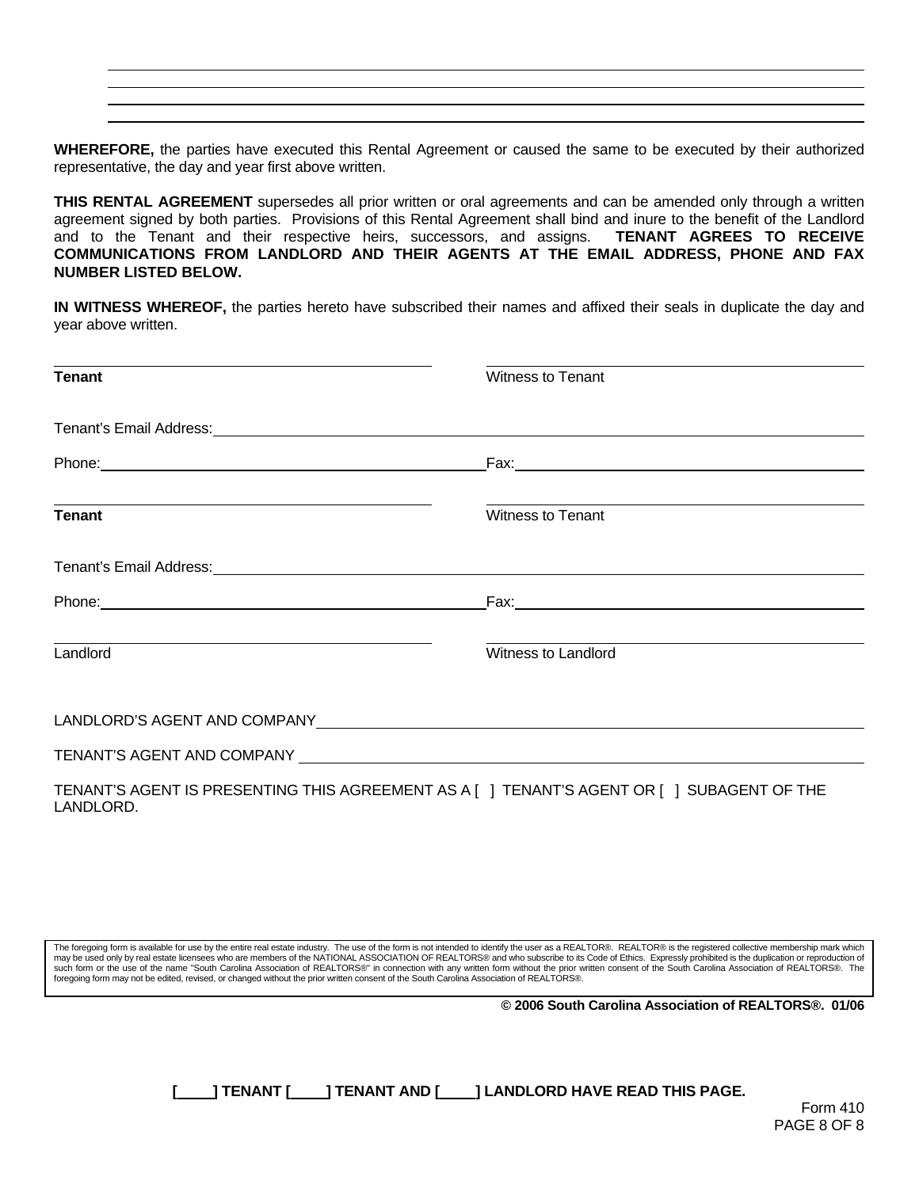**WHEREFORE,** the parties have executed this Rental Agreement or caused the same to be executed by their authorized representative, the day and year first above written.

**THIS RENTAL AGREEMENT** supersedes all prior written or oral agreements and can be amended only through a written agreement signed by both parties. Provisions of this Rental Agreement shall bind and inure to the benefit of the Landlord and to the Tenant and their respective heirs, successors, and assigns. **TENANT AGREES TO RECEIVE COMMUNICATIONS FROM LANDLORD AND THEIR AGENTS AT THE EMAIL ADDRESS, PHONE AND FAX NUMBER LISTED BELOW.**

**IN WITNESS WHEREOF,** the parties hereto have subscribed their names and affixed their seals in duplicate the day and year above written.

| | |
|---|---|
| **Tenant** | Witness to Tenant |

Tenant's Email Address: ______________________________

Phone: ______________________ Fax: ______________________

| | |
|---|---|
| **Tenant** | Witness to Tenant |

Tenant's Email Address: ______________________________

Phone: ______________________ Fax: ______________________

| | |
|---|---|
| Landlord | Witness to Landlord |

LANDLORD'S AGENT AND COMPANY ______________________________

TENANT'S AGENT AND COMPANY ______________________________

TENANT'S AGENT IS PRESENTING THIS AGREEMENT AS A [ ] TENANT'S AGENT OR [ ] SUBAGENT OF THE LANDLORD.

The foregoing form is available for use by the entire real estate industry. The use of the form is not intended to identify the user as a REALTOR®. REALTOR® is the registered collective membership mark which may be used only by real estate licensees who are members of the NATIONAL ASSOCIATION OF REALTORS® and who subscribe to its Code of Ethics. Expressly prohibited is the duplication or reproduction of such form or the use of the name "South Carolina Association of REALTORS®" in connection with any written form without the prior written consent of the South Carolina Association of REALTORS®. The foregoing form may not be edited, revised, or changed without the prior written consent of the South Carolina Association of REALTORS®.

**© 2006 South Carolina Association of REALTORS®. 01/06**

**[____] TENANT [____] TENANT AND [____] LANDLORD HAVE READ THIS PAGE.**

Form 410